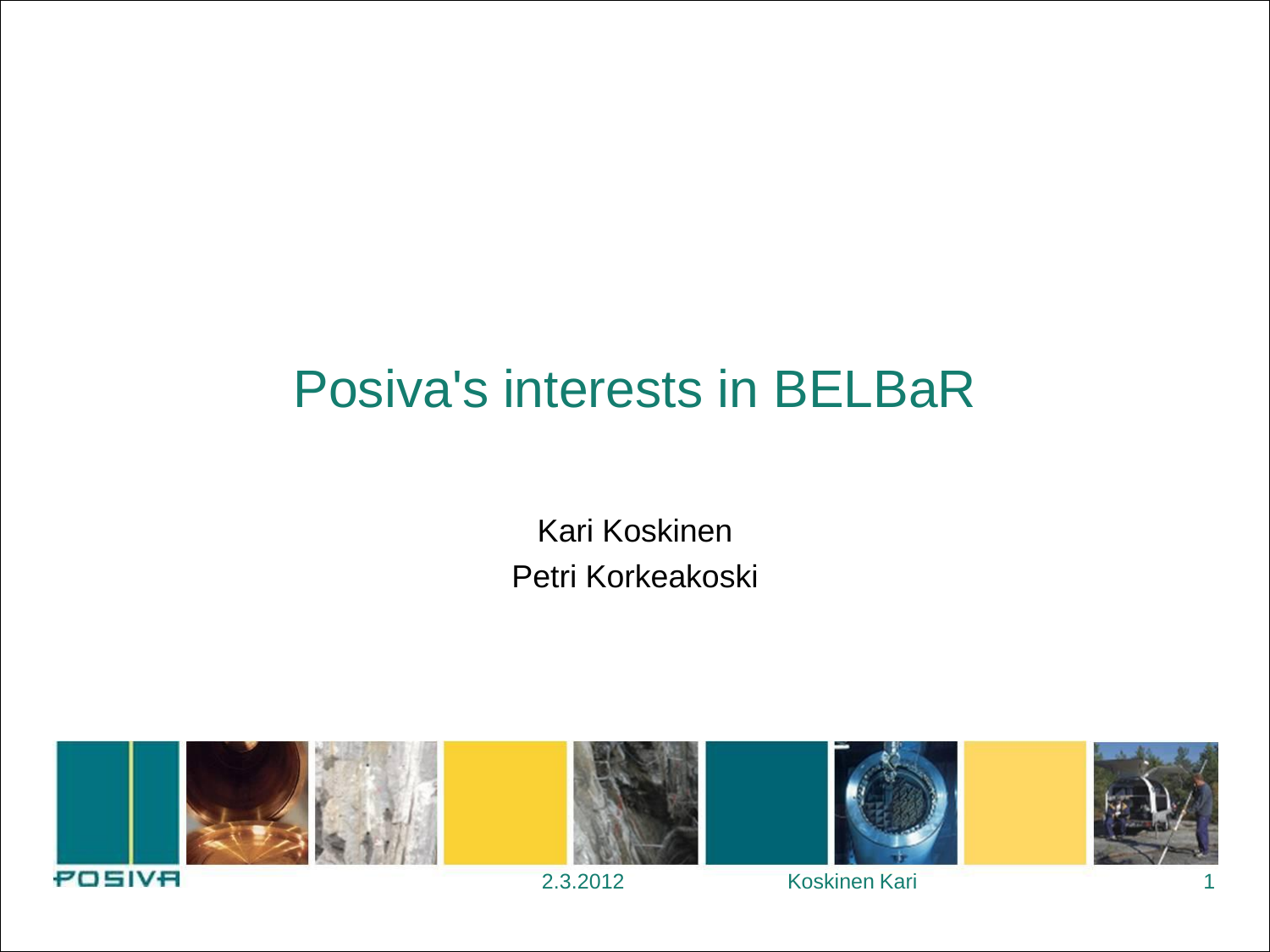# Posiva's interests in BELBaR

Kari Koskinen

Petri Korkeakoski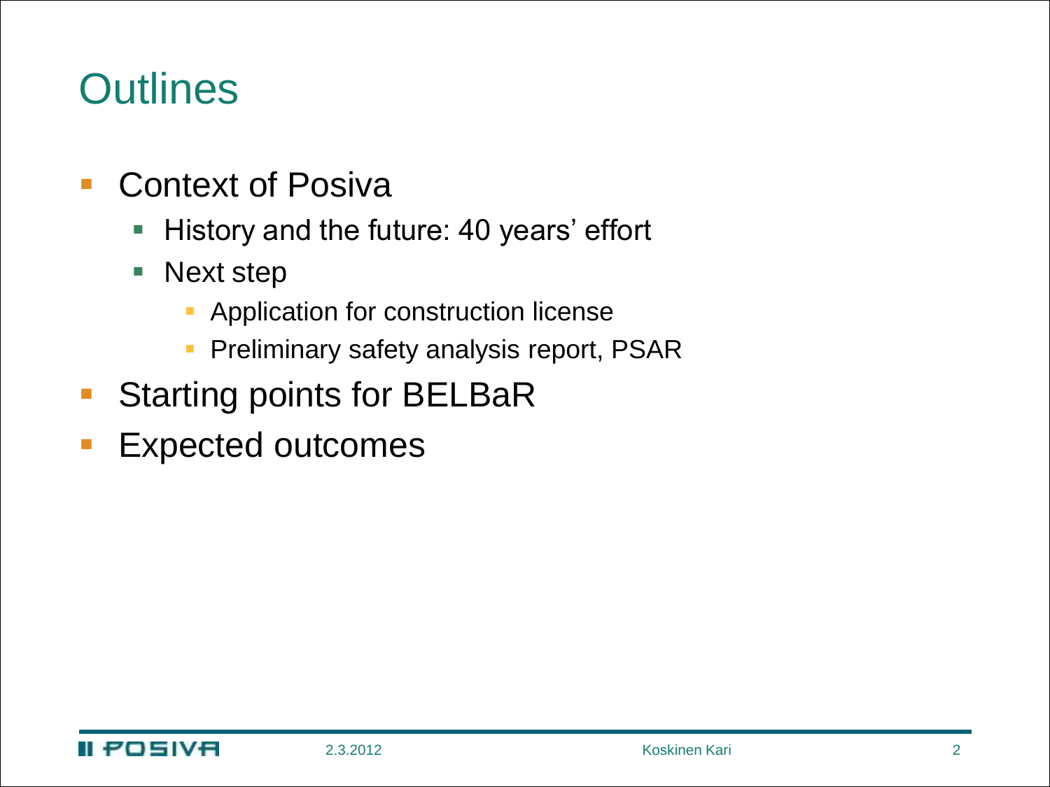# Outlines

- Context of Posiva
  - History and the future: 40 years' effort
  - Next step
    - Application for construction license
    - Preliminary safety analysis report, PSAR
- Starting points for BELBaR
- Expected outcomes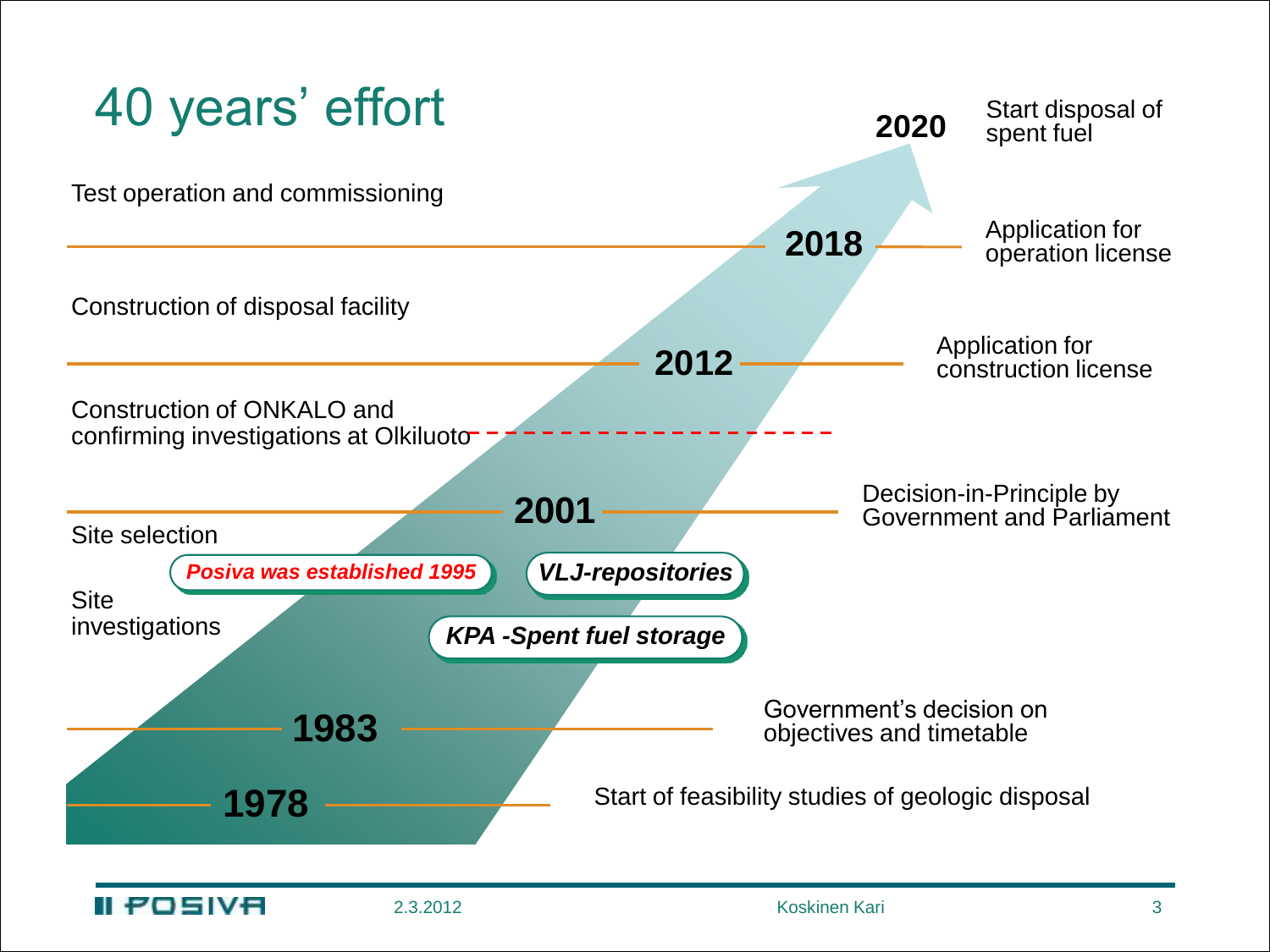# 40 years' effort

**2020** Start disposal of spent fuel

Test operation and commissioning

**2018** Application for operation license

Construction of disposal facility

**2012** Application for construction license

Construction of ONKALO and confirming investigations at Olkiluoto

**2001** Decision-in-Principle by Government and Parliament

Site selection

*Posiva was established 1995*

*VLJ-repositories*

Site investigations

*KPA -Spent fuel storage*

**1983** Government's decision on objectives and timetable

**1978** Start of feasibility studies of geologic disposal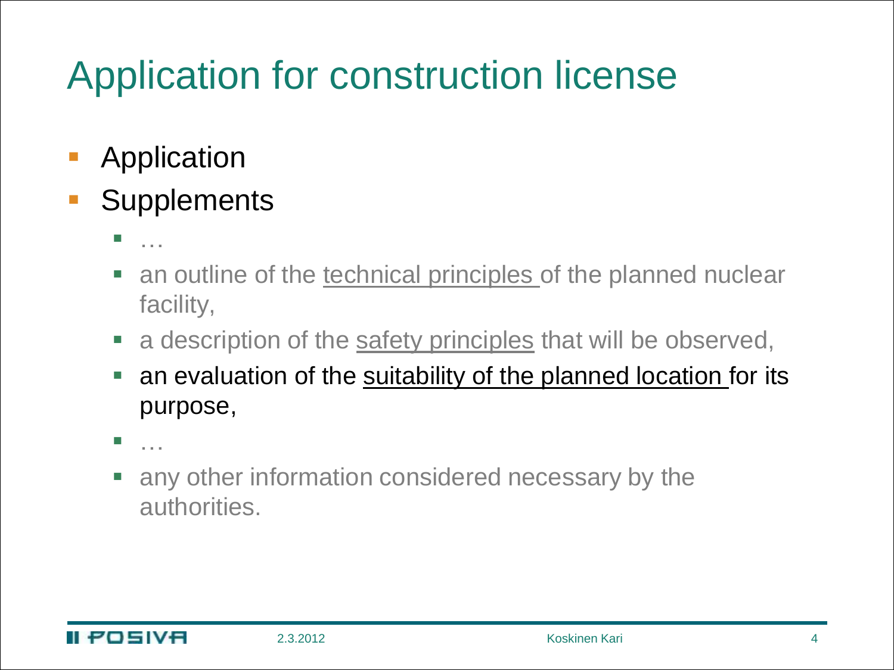# Application for construction license

- Application
- Supplements
  - …
  - an outline of the technical principles of the planned nuclear facility,
  - a description of the safety principles that will be observed,
  - an evaluation of the suitability of the planned location for its purpose,
  - …
  - any other information considered necessary by the authorities.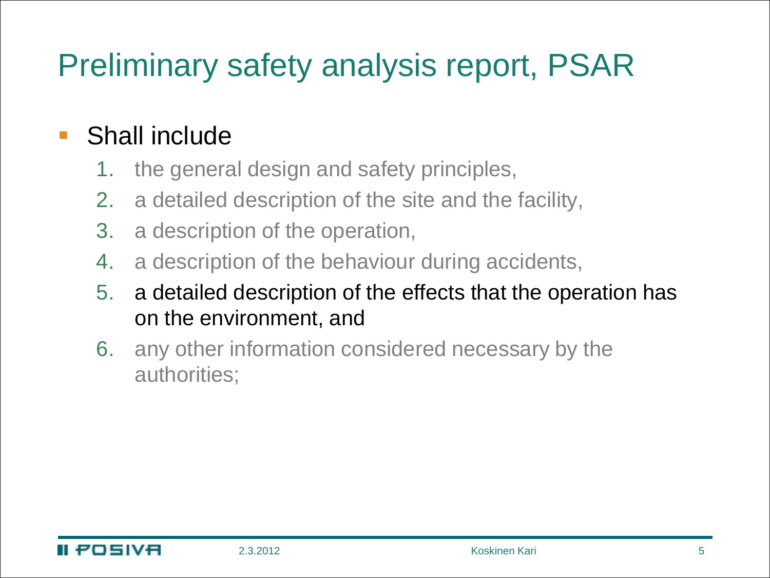# Preliminary safety analysis report, PSAR

- Shall include
  1. the general design and safety principles,
  2. a detailed description of the site and the facility,
  3. a description of the operation,
  4. a description of the behaviour during accidents,
  5. a detailed description of the effects that the operation has on the environment, and
  6. any other information considered necessary by the authorities;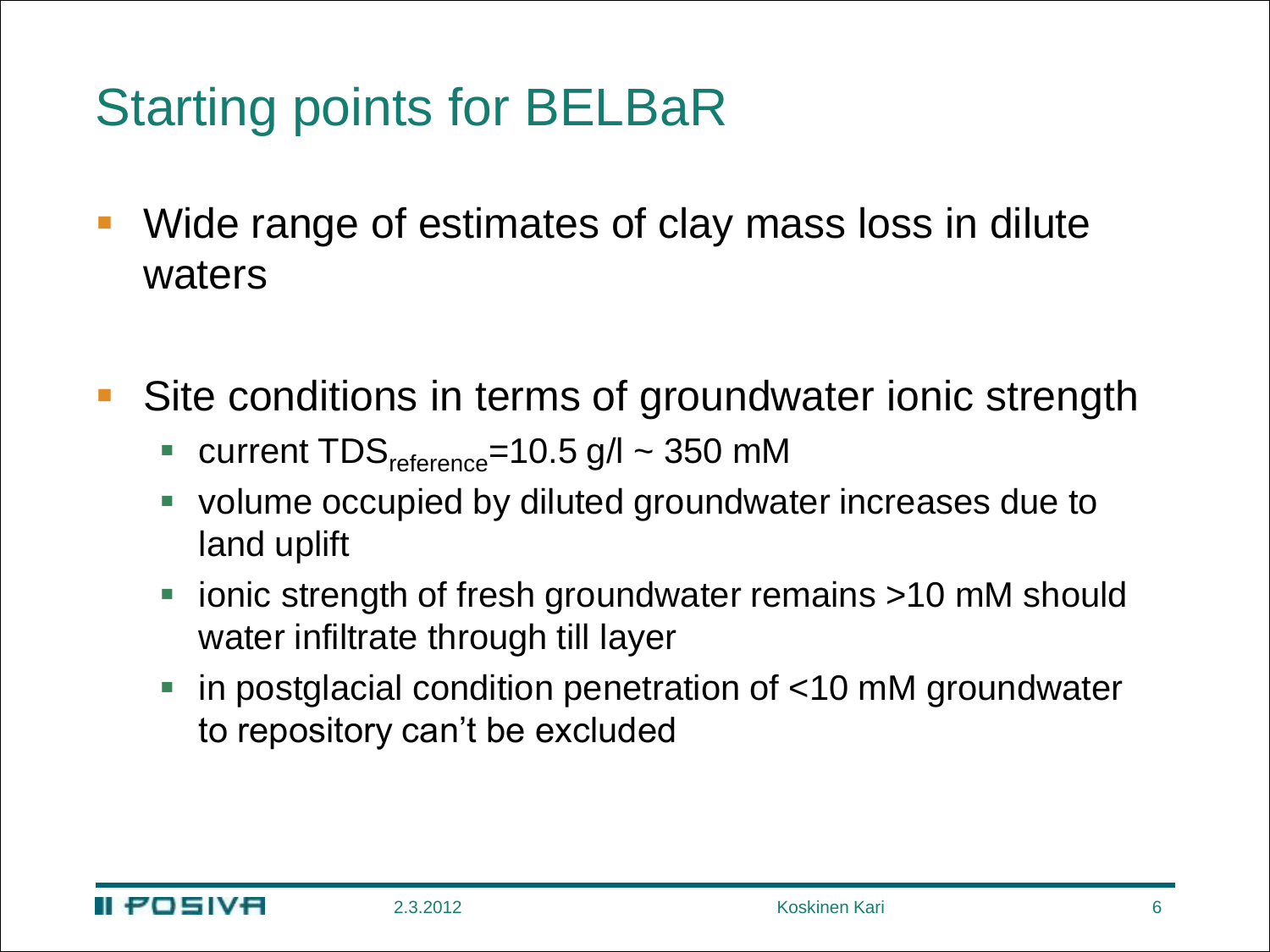# Starting points for BELBaR

- Wide range of estimates of clay mass loss in dilute waters

- Site conditions in terms of groundwater ionic strength
  - current $TDS_{reference}$=10.5 g/l ~ 350 mM
  - volume occupied by diluted groundwater increases due to land uplift
  - ionic strength of fresh groundwater remains >10 mM should water infiltrate through till layer
  - in postglacial condition penetration of <10 mM groundwater to repository can't be excluded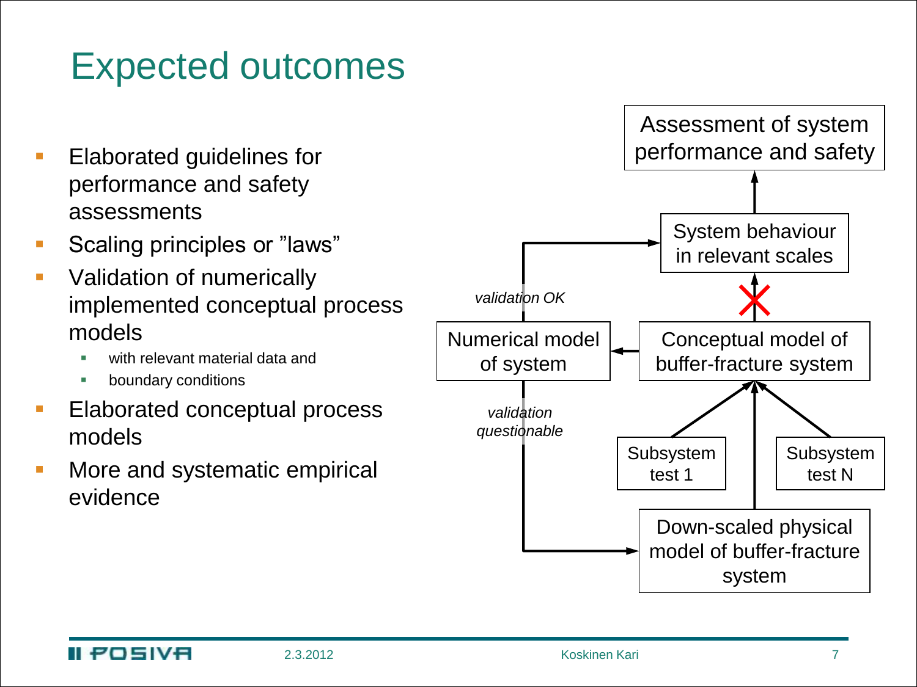# Expected outcomes

- Elaborated guidelines for performance and safety assessments
- Scaling principles or "laws"
- Validation of numerically implemented conceptual process models
  - with relevant material data and
  - boundary conditions
- Elaborated conceptual process models
- More and systematic empirical evidence

Assessment of system performance and safety

System behaviour in relevant scales

*validation OK*

Numerical model of system

Conceptual model of buffer-fracture system

*validation questionable*

Subsystem test 1

Subsystem test N

Down-scaled physical model of buffer-fracture system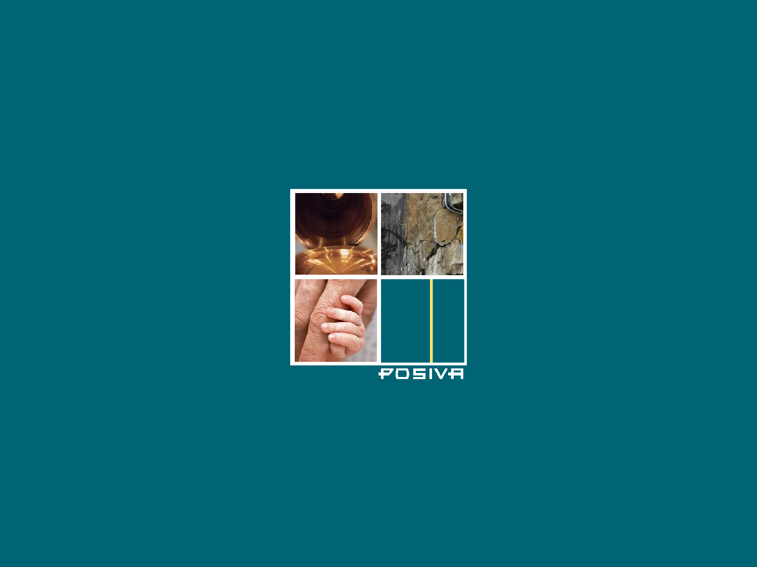POSIVA